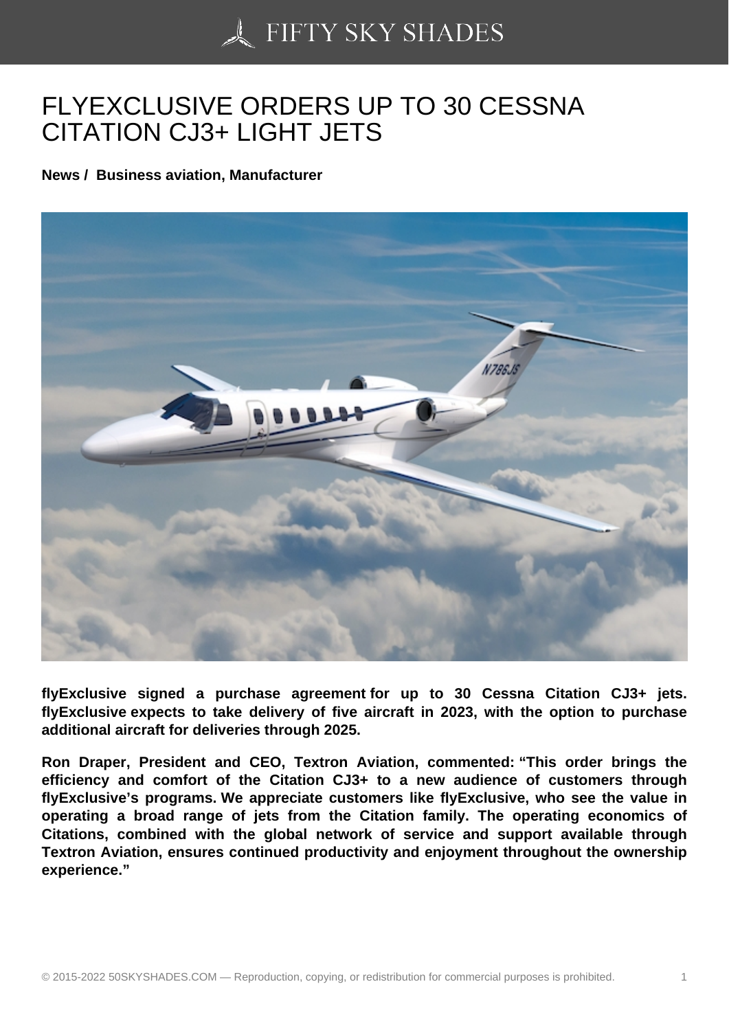# FLYEXCLUSIVE ORDERS UP TO 30 CESSNA CITATION CJ3+ LIGHT JETS

**News / Business aviation, Manufacturer**

**flyExclusive signed a purchase agreement for up to 30 Cessna Citation CJ3+ jets. flyExclusive expects to take delivery of five aircraft in 2023, with the option to purchase additional aircraft for deliveries through 2025.**

**Ron Draper, President and CEO, Textron Aviation, commented: "This order brings the efficiency and comfort of the Citation CJ3+ to a new audience of customers through flyExclusive's programs. We appreciate customers like flyExclusive, who see the value in operating a broad range of jets from the Citation family. The operating economics of Citations, combined with the global network of service and support available through Textron Aviation, ensures continued productivity and enjoyment throughout the ownership experience."**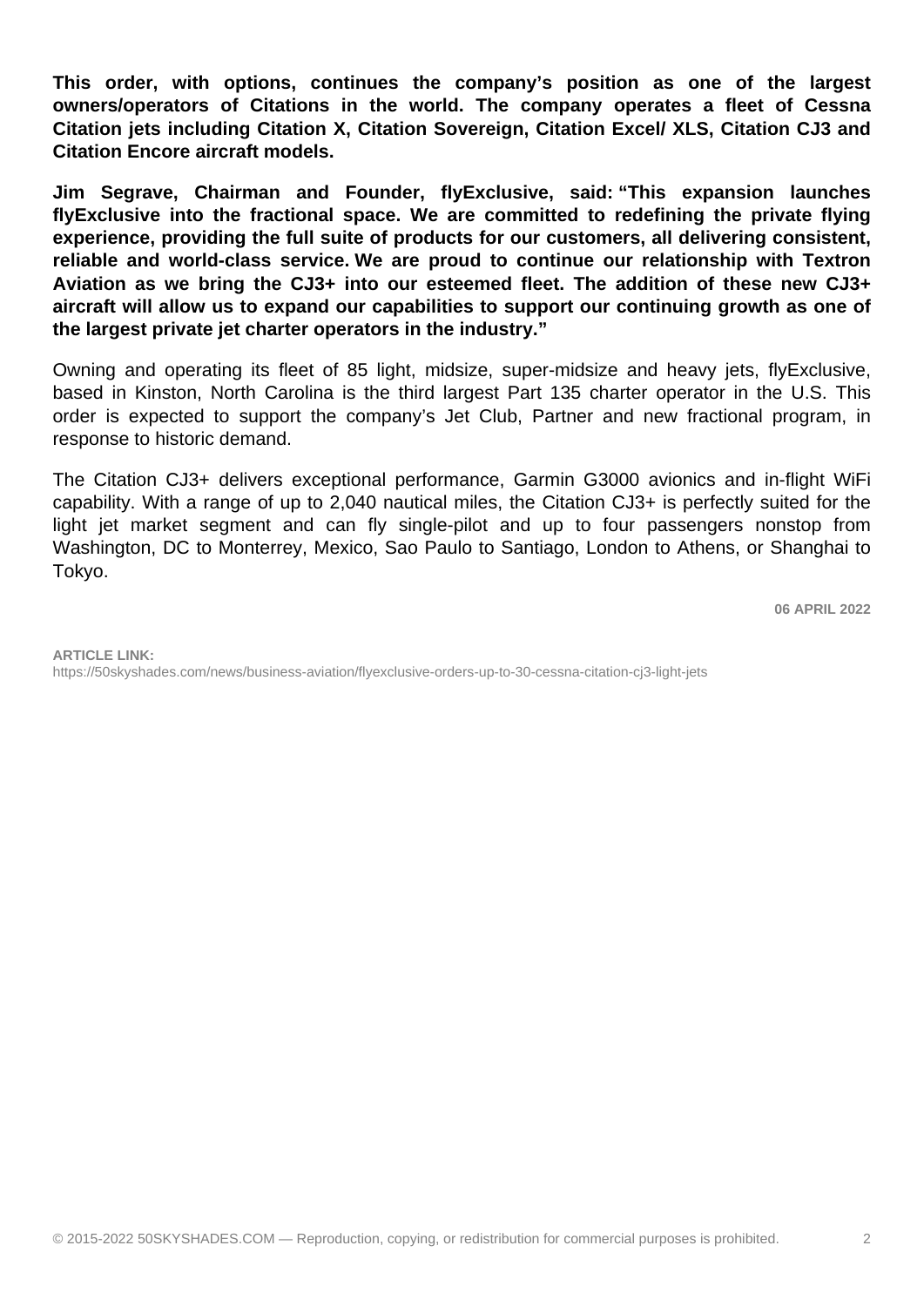**This order, with options, continues the company's position as one of the largest owners/operators of Citations in the world. The company operates a fleet of Cessna Citation jets including Citation X, Citation Sovereign, Citation Excel/ XLS, Citation CJ3 and Citation Encore aircraft models.**

**Jim Segrave, Chairman and Founder, flyExclusive, said: "This expansion launches flyExclusive into the fractional space. We are committed to redefining the private flying experience, providing the full suite of products for our customers, all delivering consistent, reliable and world-class service. We are proud to continue our relationship with Textron Aviation as we bring the CJ3+ into our esteemed fleet. The addition of these new CJ3+ aircraft will allow us to expand our capabilities to support our continuing growth as one of the largest private jet charter operators in the industry."**

Owning and operating its fleet of 85 light, midsize, super-midsize and heavy jets, flyExclusive, based in Kinston, North Carolina is the third largest Part 135 charter operator in the U.S. This order is expected to support the company's Jet Club, Partner and new fractional program, in response to historic demand.

The Citation CJ3+ delivers exceptional performance, Garmin G3000 avionics and in-flight WiFi capability. With a range of up to 2,040 nautical miles, the Citation CJ3+ is perfectly suited for the light jet market segment and can fly single-pilot and up to four passengers nonstop from Washington, DC to Monterrey, Mexico, Sao Paulo to Santiago, London to Athens, or Shanghai to Tokyo.

**06 APRIL 2022**

**ARTICLE LINK:**
https://50skyshades.com/news/business-aviation/flyexclusive-orders-up-to-30-cessna-citation-cj3-light-jets